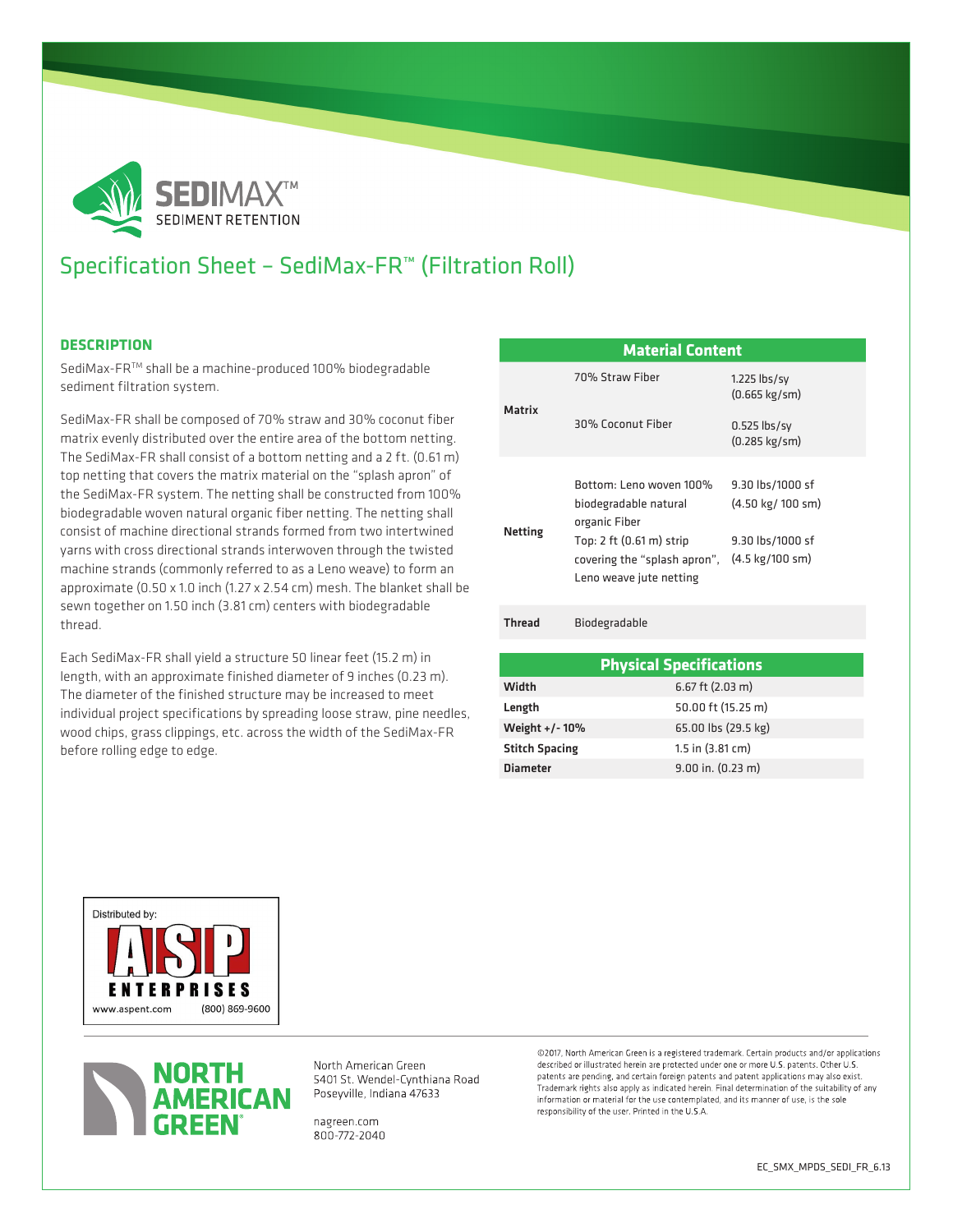SEDIMAX™
SEDIMENT RETENTION

# Specification Sheet – SediMax-FR™ (Filtration Roll)

## DESCRIPTION

SediMax-FR™ shall be a machine-produced 100% biodegradable sediment filtration system.

SediMax-FR shall be composed of 70% straw and 30% coconut fiber matrix evenly distributed over the entire area of the bottom netting. The SediMax-FR shall consist of a bottom netting and a 2 ft. (0.61 m) top netting that covers the matrix material on the "splash apron" of the SediMax-FR system. The netting shall be constructed from 100% biodegradable woven natural organic fiber netting. The netting shall consist of machine directional strands formed from two intertwined yarns with cross directional strands interwoven through the twisted machine strands (commonly referred to as a Leno weave) to form an approximate (0.50 x 1.0 inch (1.27 x 2.54 cm) mesh. The blanket shall be sewn together on 1.50 inch (3.81 cm) centers with biodegradable thread.

Each SediMax-FR shall yield a structure 50 linear feet (15.2 m) in length, with an approximate finished diameter of 9 inches (0.23 m). The diameter of the finished structure may be increased to meet individual project specifications by spreading loose straw, pine needles, wood chips, grass clippings, etc. across the width of the SediMax-FR before rolling edge to edge.

| Material Content | | |
|---|---|---|
| **Matrix** | 70% Straw Fiber | 1.225 lbs/sy (0.665 kg/sm) |
| | 30% Coconut Fiber | 0.525 lbs/sy (0.285 kg/sm) |
| **Netting** | Bottom: Leno woven 100% biodegradable natural organic Fiber | 9.30 lbs/1000 sf (4.50 kg/ 100 sm) |
| | Top: 2 ft (0.61 m) strip covering the "splash apron", Leno weave jute netting | 9.30 lbs/1000 sf (4.5 kg/100 sm) |
| **Thread** | Biodegradable | |

| Physical Specifications | |
|---|---|
| **Width** | 6.67 ft (2.03 m) |
| **Length** | 50.00 ft (15.25 m) |
| **Weight +/- 10%** | 65.00 lbs (29.5 kg) |
| **Stitch Spacing** | 1.5 in (3.81 cm) |
| **Diameter** | 9.00 in. (0.23 m) |

Distributed by:
ASP ENTERPRISES
www.aspent.com (800) 869-9600

NORTH AMERICAN GREEN

North American Green
5401 St. Wendel-Cynthiana Road
Poseyville, Indiana 47633

nagreen.com
800-772-2040

©2017, North American Green is a registered trademark. Certain products and/or applications described or illustrated herein are protected under one or more U.S. patents. Other U.S. patents are pending, and certain foreign patents and patent applications may also exist. Trademark rights also apply as indicated herein. Final determination of the suitability of any information or material for the use contemplated, and its manner of use, is the sole responsibility of the user. Printed in the U.S.A.

EC_SMX_MPDS_SEDI_FR_6.13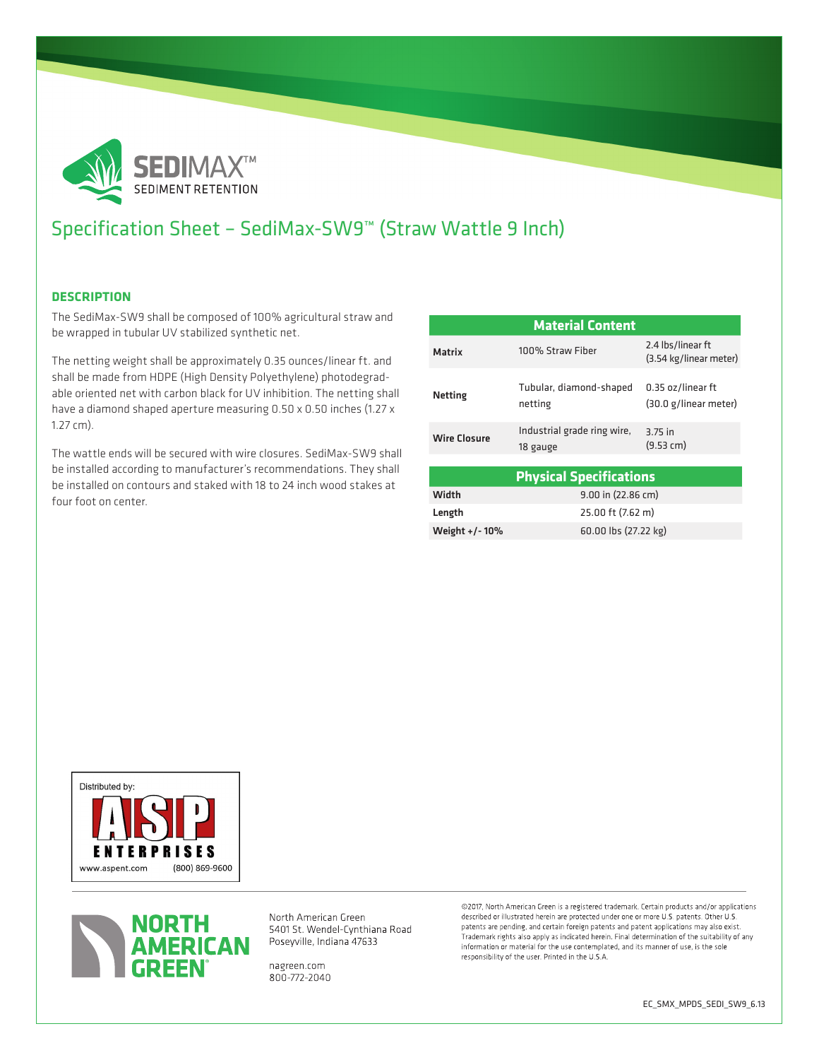SEDIMAX™
SEDIMENT RETENTION

# Specification Sheet – SediMax-SW9™ (Straw Wattle 9 Inch)

## DESCRIPTION

The SediMax-SW9 shall be composed of 100% agricultural straw and be wrapped in tubular UV stabilized synthetic net.

The netting weight shall be approximately 0.35 ounces/linear ft. and shall be made from HDPE (High Density Polyethylene) photodegradable oriented net with carbon black for UV inhibition. The netting shall have a diamond shaped aperture measuring 0.50 x 0.50 inches (1.27 x 1.27 cm).

The wattle ends will be secured with wire closures. SediMax-SW9 shall be installed according to manufacturer's recommendations. They shall be installed on contours and staked with 18 to 24 inch wood stakes at four foot on center.

| Material Content | | |
|---|---|---|
| **Matrix** | 100% Straw Fiber | 2.4 lbs/linear ft (3.54 kg/linear meter) |
| **Netting** | Tubular, diamond-shaped netting | 0.35 oz/linear ft (30.0 g/linear meter) |
| **Wire Closure** | Industrial grade ring wire, 18 gauge | 3.75 in (9.53 cm) |

| Physical Specifications | |
|---|---|
| **Width** | 9.00 in (22.86 cm) |
| **Length** | 25.00 ft (7.62 m) |
| **Weight +/- 10%** | 60.00 lbs (27.22 kg) |

Distributed by:
ASP ENTERPRISES
www.aspent.com (800) 869-9600

NORTH AMERICAN GREEN®

North American Green
5401 St. Wendel-Cynthiana Road
Poseyville, Indiana 47633

nagreen.com
800-772-2040

©2017, North American Green is a registered trademark. Certain products and/or applications described or illustrated herein are protected under one or more U.S. patents. Other U.S. patents are pending, and certain foreign patents and patent applications may also exist. Trademark rights also apply as indicated herein. Final determination of the suitability of any information or material for the use contemplated, and its manner of use, is the sole responsibility of the user. Printed in the U.S.A.

EC_SMX_MPDS_SEDI_SW9_6.13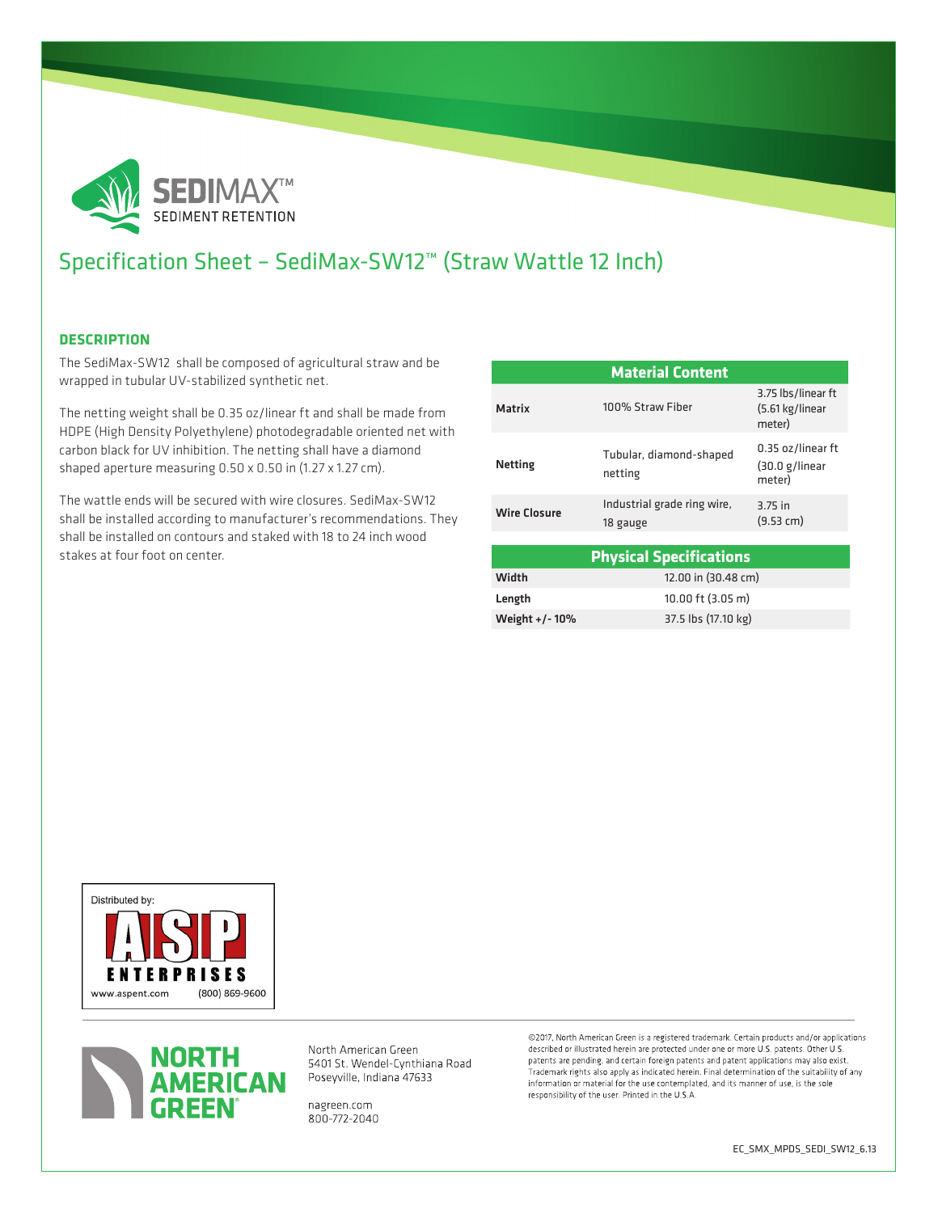SEDIMAX™
SEDIMENT RETENTION

# Specification Sheet – SediMax-SW12™ (Straw Wattle 12 Inch)

## DESCRIPTION

The SediMax-SW12 shall be composed of agricultural straw and be wrapped in tubular UV-stabilized synthetic net.

The netting weight shall be 0.35 oz/linear ft and shall be made from HDPE (High Density Polyethylene) photodegradable oriented net with carbon black for UV inhibition. The netting shall have a diamond shaped aperture measuring 0.50 x 0.50 in (1.27 x 1.27 cm).

The wattle ends will be secured with wire closures. SediMax-SW12 shall be installed according to manufacturer's recommendations. They shall be installed on contours and staked with 18 to 24 inch wood stakes at four foot on center.

| Material Content | | |
|---|---|---|
| **Matrix** | 100% Straw Fiber | 3.75 lbs/linear ft (5.61 kg/linear meter) |
| **Netting** | Tubular, diamond-shaped netting | 0.35 oz/linear ft (30.0 g/linear meter) |
| **Wire Closure** | Industrial grade ring wire, 18 gauge | 3.75 in (9.53 cm) |

| Physical Specifications | |
|---|---|
| **Width** | 12.00 in (30.48 cm) |
| **Length** | 10.00 ft (3.05 m) |
| **Weight +/- 10%** | 37.5 lbs (17.10 kg) |

Distributed by:
ASP ENTERPRISES
www.aspent.com (800) 869-9600

NORTH AMERICAN GREEN®

North American Green
5401 St. Wendel-Cynthiana Road
Poseyville, Indiana 47633

nagreen.com
800-772-2040

©2017, North American Green is a registered trademark. Certain products and/or applications described or illustrated herein are protected under one or more U.S. patents. Other U.S. patents are pending, and certain foreign patents and patent applications may also exist. Trademark rights also apply as indicated herein. Final determination of the suitability of any information or material for the use contemplated, and its manner of use, is the sole responsibility of the user. Printed in the U.S.A.

EC_SMX_MPDS_SEDI_SW12_6.13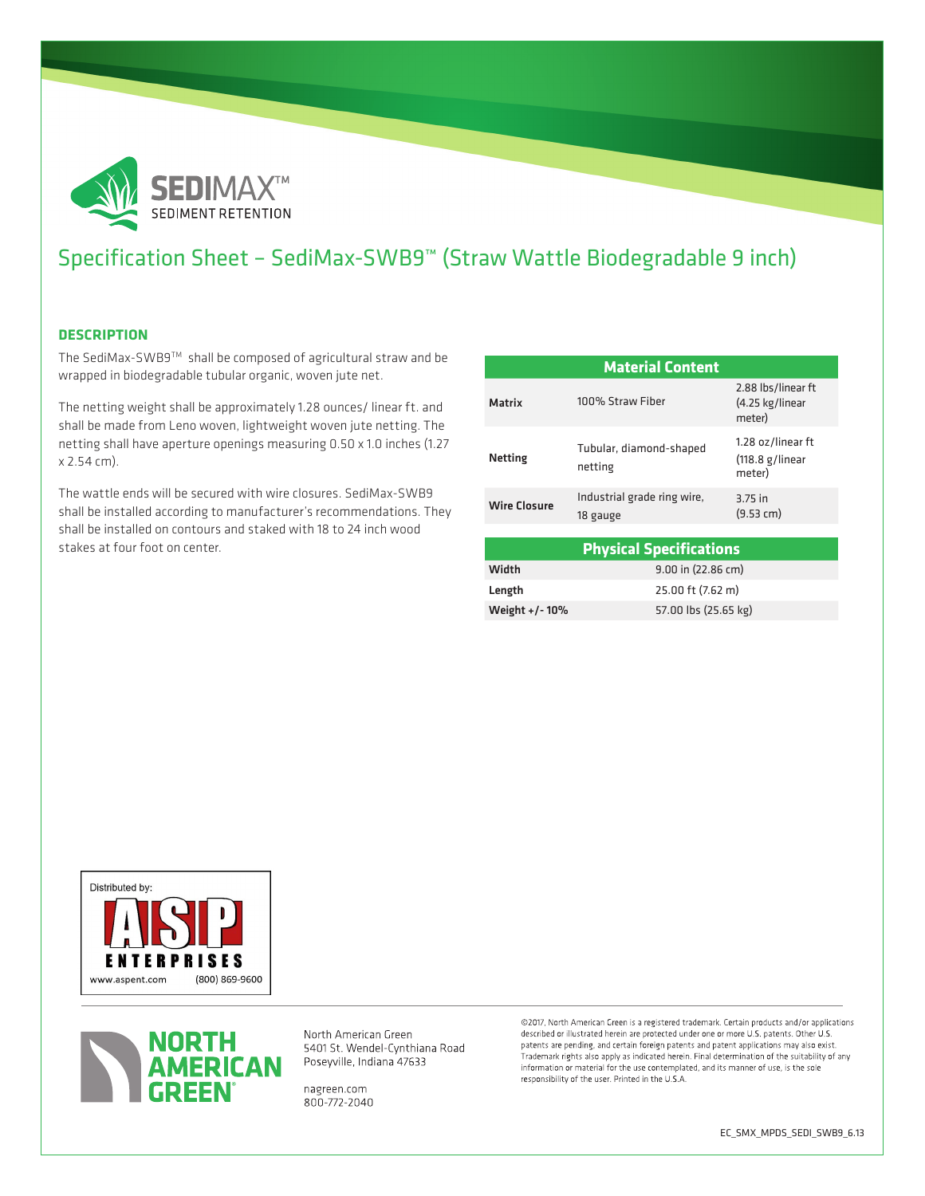SEDIMAX™
SEDIMENT RETENTION

# Specification Sheet – SediMax-SWB9™ (Straw Wattle Biodegradable 9 inch)

## DESCRIPTION

The SediMax-SWB9™ shall be composed of agricultural straw and be wrapped in biodegradable tubular organic, woven jute net.

The netting weight shall be approximately 1.28 ounces/ linear ft. and shall be made from Leno woven, lightweight woven jute netting. The netting shall have aperture openings measuring 0.50 x 1.0 inches (1.27 x 2.54 cm).

The wattle ends will be secured with wire closures. SediMax-SWB9 shall be installed according to manufacturer's recommendations. They shall be installed on contours and staked with 18 to 24 inch wood stakes at four foot on center.

| Material Content | | |
|---|---|---|
| **Matrix** | 100% Straw Fiber | 2.88 lbs/linear ft (4.25 kg/linear meter) |
| **Netting** | Tubular, diamond-shaped netting | 1.28 oz/linear ft (118.8 g/linear meter) |
| **Wire Closure** | Industrial grade ring wire, 18 gauge | 3.75 in (9.53 cm) |

| Physical Specifications | |
|---|---|
| **Width** | 9.00 in (22.86 cm) |
| **Length** | 25.00 ft (7.62 m) |
| **Weight +/- 10%** | 57.00 lbs (25.65 kg) |

Distributed by:
ASP ENTERPRISES
www.aspent.com (800) 869-9600

NORTH AMERICAN GREEN

North American Green
5401 St. Wendel-Cynthiana Road
Poseyville, Indiana 47633

nagreen.com
800-772-2040

©2017, North American Green is a registered trademark. Certain products and/or applications described or illustrated herein are protected under one or more U.S. patents. Other U.S. patents are pending, and certain foreign patents and patent applications may also exist. Trademark rights also apply as indicated herein. Final determination of the suitability of any information or material for the use contemplated, and its manner of use, is the sole responsibility of the user. Printed in the U.S.A.

EC_SMX_MPDS_SEDI_SWB9_6.13